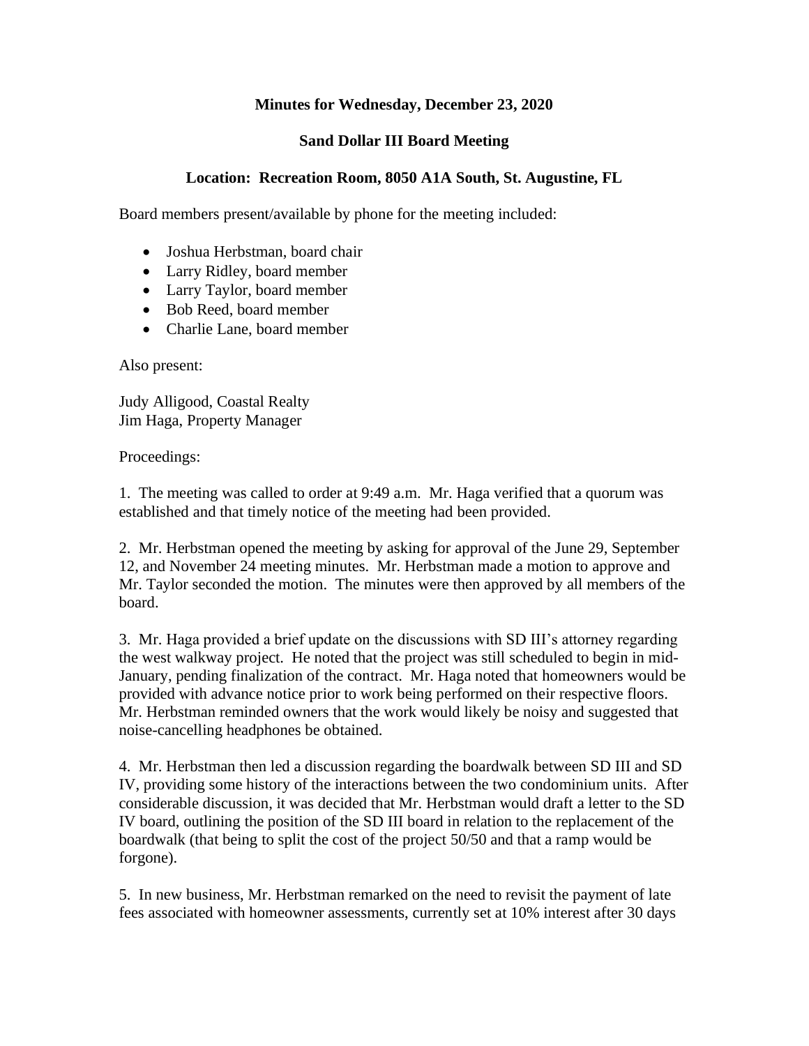**Minutes for Wednesday, December 23, 2020**

**Sand Dollar III Board Meeting**

**Location: Recreation Room, 8050 A1A South, St. Augustine, FL**

Board members present/available by phone for the meeting included:

- Joshua Herbstman, board chair
- Larry Ridley, board member
- Larry Taylor, board member
- Bob Reed, board member
- Charlie Lane, board member

Also present:

Judy Alligood, Coastal Realty
Jim Haga, Property Manager

Proceedings:

1. The meeting was called to order at 9:49 a.m. Mr. Haga verified that a quorum was established and that timely notice of the meeting had been provided.

2. Mr. Herbstman opened the meeting by asking for approval of the June 29, September 12, and November 24 meeting minutes. Mr. Herbstman made a motion to approve and Mr. Taylor seconded the motion. The minutes were then approved by all members of the board.

3. Mr. Haga provided a brief update on the discussions with SD III's attorney regarding the west walkway project. He noted that the project was still scheduled to begin in mid-January, pending finalization of the contract. Mr. Haga noted that homeowners would be provided with advance notice prior to work being performed on their respective floors. Mr. Herbstman reminded owners that the work would likely be noisy and suggested that noise-cancelling headphones be obtained.

4. Mr. Herbstman then led a discussion regarding the boardwalk between SD III and SD IV, providing some history of the interactions between the two condominium units. After considerable discussion, it was decided that Mr. Herbstman would draft a letter to the SD IV board, outlining the position of the SD III board in relation to the replacement of the boardwalk (that being to split the cost of the project 50/50 and that a ramp would be forgone).

5. In new business, Mr. Herbstman remarked on the need to revisit the payment of late fees associated with homeowner assessments, currently set at 10% interest after 30 days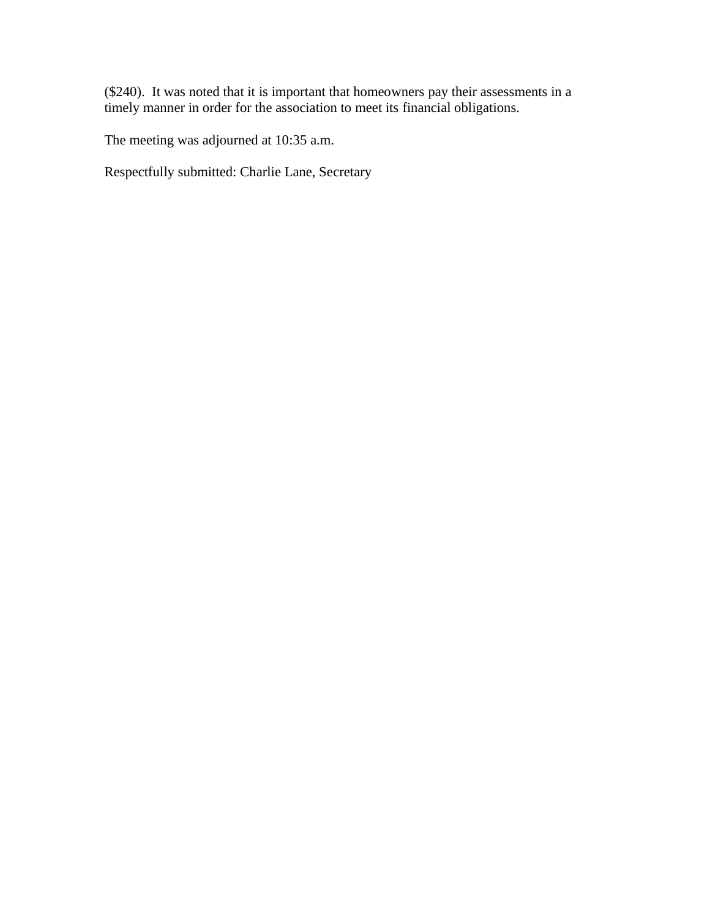($240). It was noted that it is important that homeowners pay their assessments in a timely manner in order for the association to meet its financial obligations.

The meeting was adjourned at 10:35 a.m.

Respectfully submitted: Charlie Lane, Secretary